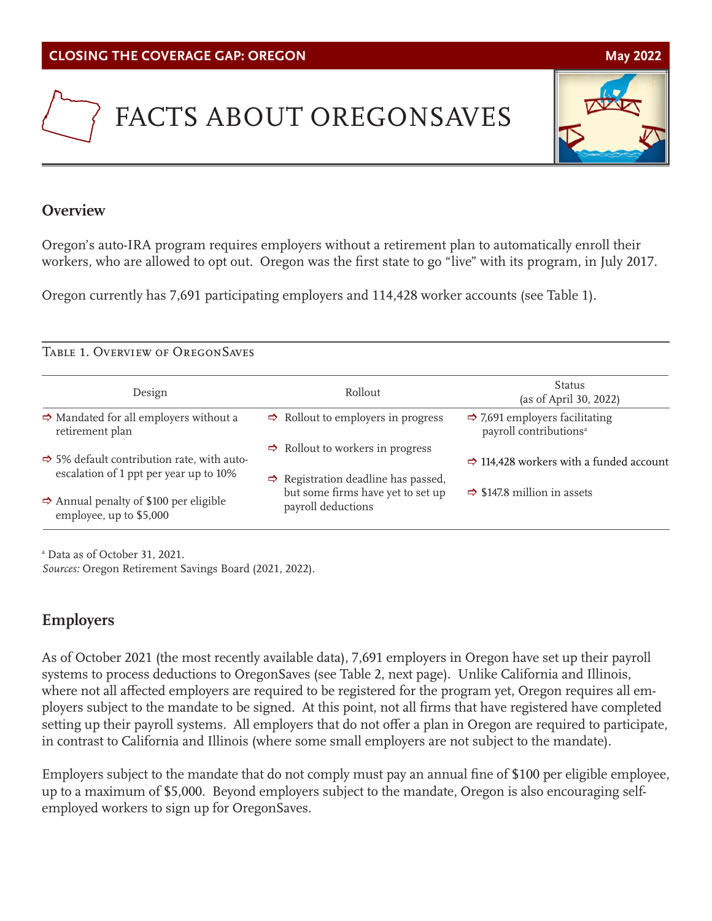**CLOSING THE COVERAGE GAP: OREGON** May 2022

# FACTS ABOUT OREGONSAVES

## Overview

Oregon's auto-IRA program requires employers without a retirement plan to automatically enroll their workers, who are allowed to opt out. Oregon was the first state to go "live" with its program, in July 2017.

Oregon currently has 7,691 participating employers and 114,428 worker accounts (see Table 1).

Table 1. Overview of OregonSaves

| Design | Rollout | Status (as of April 30, 2022) |
|---|---|---|
| ⇨ Mandated for all employers without a retirement plan<br>⇨ 5% default contribution rate, with auto-escalation of 1 ppt per year up to 10%<br>⇨ Annual penalty of $100 per eligible employee, up to $5,000 | ⇨ Rollout to employers in progress<br>⇨ Rollout to workers in progress<br>⇨ Registration deadline has passed, but some firms have yet to set up payroll deductions | ⇨ 7,691 employers facilitating payroll contributions[a]<br>⇨ 114,428 workers with a funded account<br>⇨ $147.8 million in assets |

[a] Data as of October 31, 2021.
*Sources:* Oregon Retirement Savings Board (2021, 2022).

## Employers

As of October 2021 (the most recently available data), 7,691 employers in Oregon have set up their payroll systems to process deductions to OregonSaves (see Table 2, next page). Unlike California and Illinois, where not all affected employers are required to be registered for the program yet, Oregon requires all employers subject to the mandate to be signed. At this point, not all firms that have registered have completed setting up their payroll systems. All employers that do not offer a plan in Oregon are required to participate, in contrast to California and Illinois (where some small employers are not subject to the mandate).

Employers subject to the mandate that do not comply must pay an annual fine of $100 per eligible employee, up to a maximum of $5,000. Beyond employers subject to the mandate, Oregon is also encouraging self-employed workers to sign up for OregonSaves.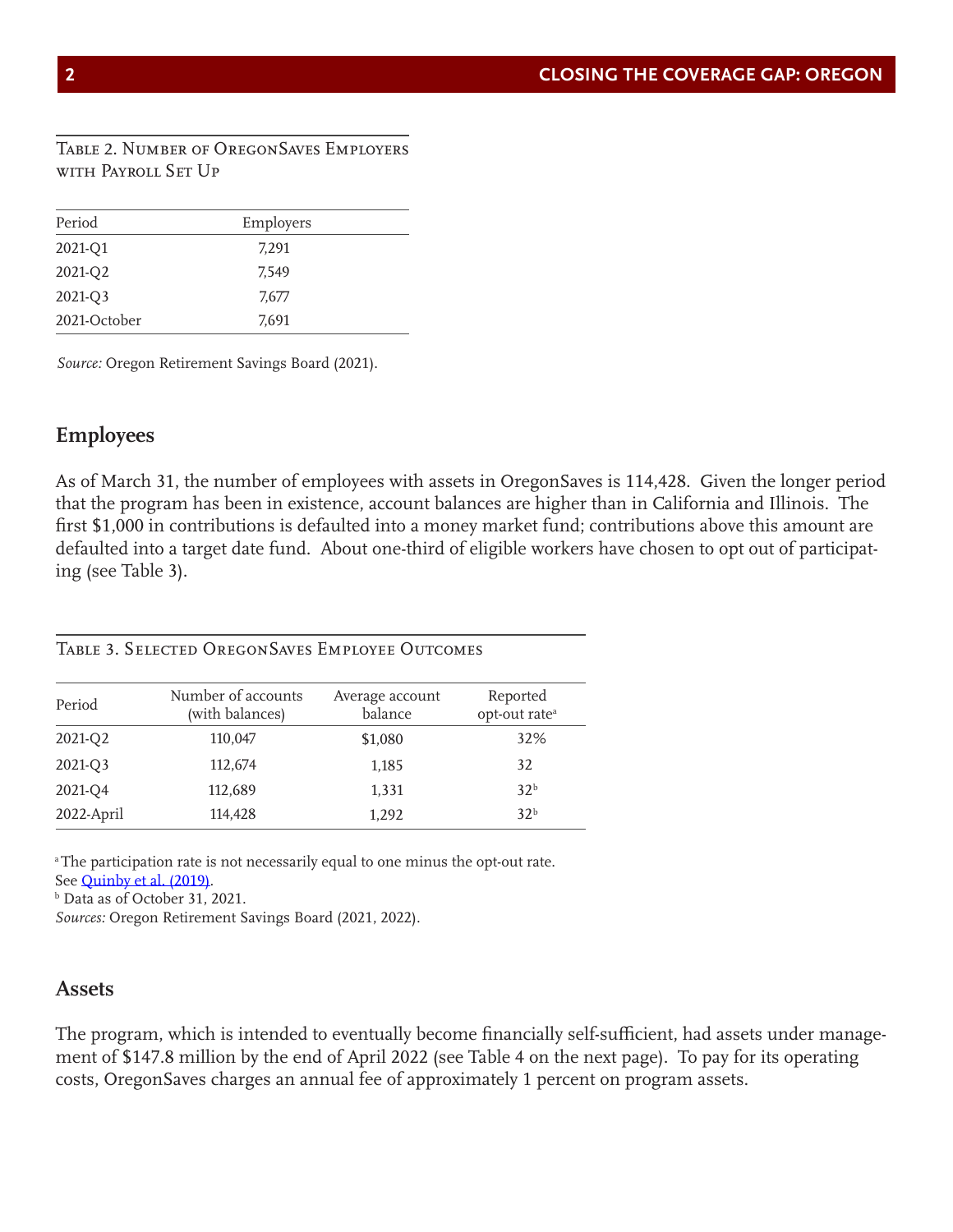Table 2. Number of OregonSaves Employers with Payroll Set Up

| Period | Employers |
|---|---|
| 2021-Q1 | 7,291 |
| 2021-Q2 | 7,549 |
| 2021-Q3 | 7,677 |
| 2021-October | 7,691 |

*Source:* Oregon Retirement Savings Board (2021).

## Employees

As of March 31, the number of employees with assets in OregonSaves is 114,428. Given the longer period that the program has been in existence, account balances are higher than in California and Illinois. The first $1,000 in contributions is defaulted into a money market fund; contributions above this amount are defaulted into a target date fund. About one-third of eligible workers have chosen to opt out of participating (see Table 3).

Table 3. Selected OregonSaves Employee Outcomes

| Period | Number of accounts (with balances) | Average account balance | Reported opt-out rate[a] |
|---|---|---|---|
| 2021-Q2 | 110,047 | $1,080 | 32% |
| 2021-Q3 | 112,674 | 1,185 | 32 |
| 2021-Q4 | 112,689 | 1,331 | 32[b] |
| 2022-April | 114,428 | 1,292 | 32[b] |

[a] The participation rate is not necessarily equal to one minus the opt-out rate. See Quinby et al. (2019).
[b] Data as of October 31, 2021.
*Sources:* Oregon Retirement Savings Board (2021, 2022).

## Assets

The program, which is intended to eventually become financially self-sufficient, had assets under management of $147.8 million by the end of April 2022 (see Table 4 on the next page). To pay for its operating costs, OregonSaves charges an annual fee of approximately 1 percent on program assets.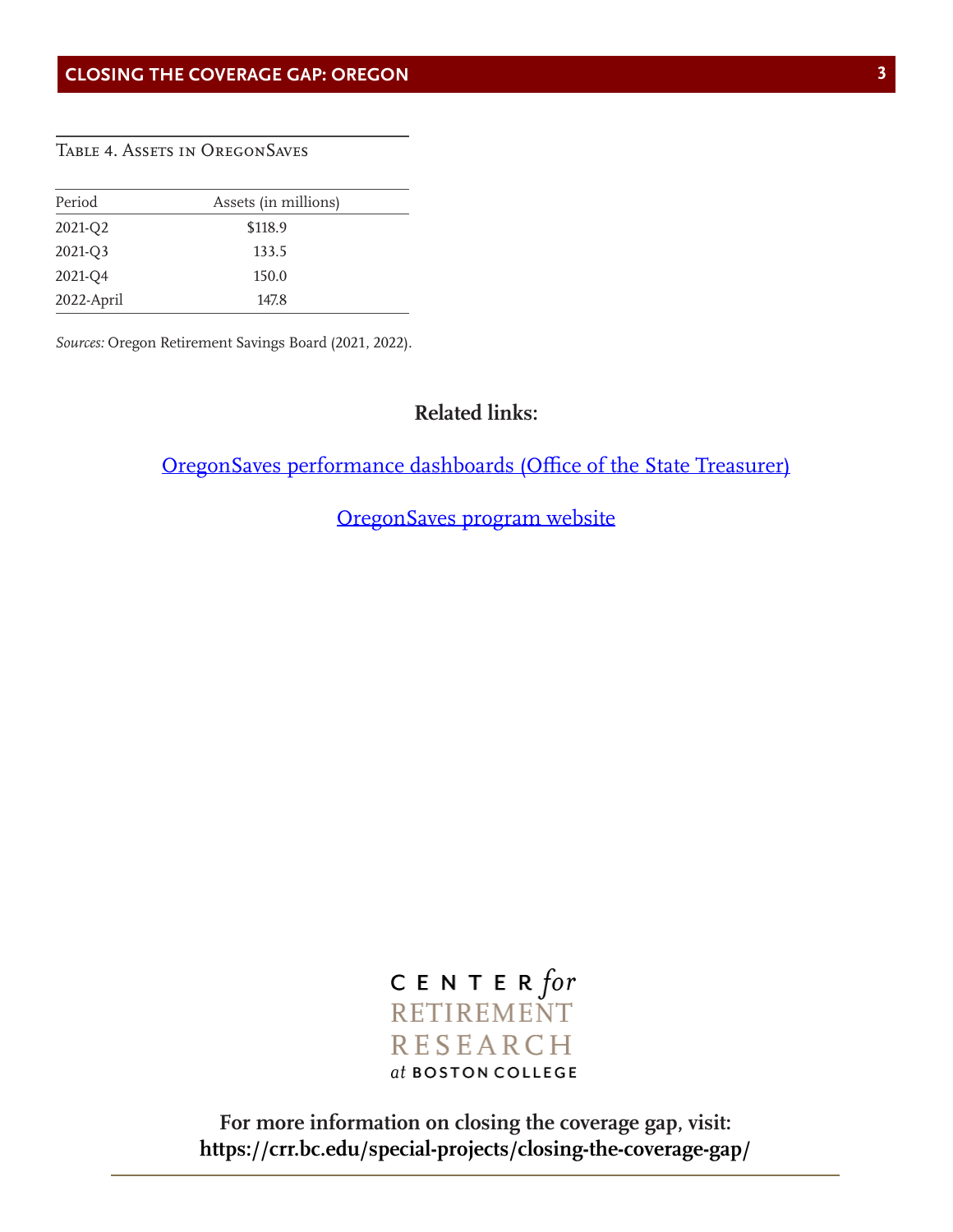Table 4. Assets in OregonSaves

| Period | Assets (in millions) |
|---|---|
| 2021-Q2 | $118.9 |
| 2021-Q3 | 133.5 |
| 2021-Q4 | 150.0 |
| 2022-April | 147.8 |

*Sources:* Oregon Retirement Savings Board (2021, 2022).

**Related links:**

OregonSaves performance dashboards (Office of the State Treasurer)

OregonSaves program website

CENTER *for* RETIREMENT RESEARCH *at* BOSTON COLLEGE

**For more information on closing the coverage gap, visit: https://crr.bc.edu/special-projects/closing-the-coverage-gap/**